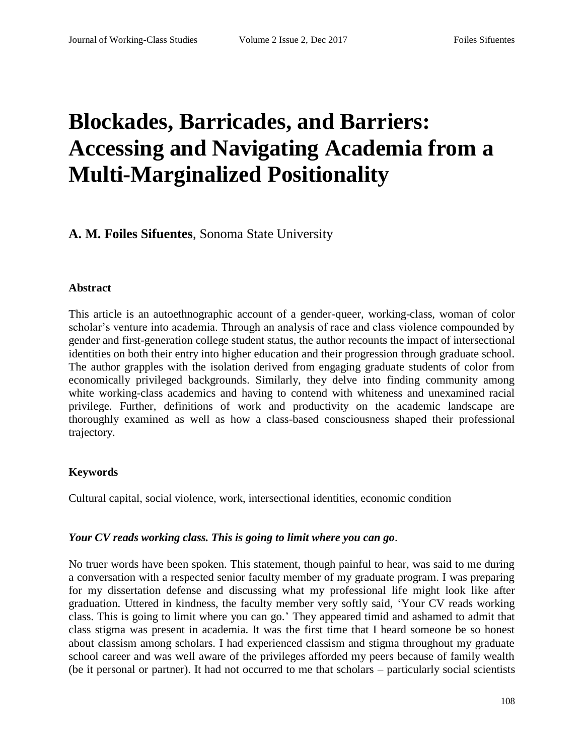# Blockades, Barricades, and Barriers: Accessing and Navigating Academia from a Multi-Marginalized Positionality

**A. M. Foiles Sifuentes**, Sonoma State University

### Abstract

This article is an autoethnographic account of a gender-queer, working-class, woman of color scholar's venture into academia. Through an analysis of race and class violence compounded by gender and first-generation college student status, the author recounts the impact of intersectional identities on both their entry into higher education and their progression through graduate school. The author grapples with the isolation derived from engaging graduate students of color from economically privileged backgrounds. Similarly, they delve into finding community among white working-class academics and having to contend with whiteness and unexamined racial privilege. Further, definitions of work and productivity on the academic landscape are thoroughly examined as well as how a class-based consciousness shaped their professional trajectory.

### Keywords

Cultural capital, social violence, work, intersectional identities, economic condition

***Your CV reads working class. This is going to limit where you can go***.

No truer words have been spoken. This statement, though painful to hear, was said to me during a conversation with a respected senior faculty member of my graduate program. I was preparing for my dissertation defense and discussing what my professional life might look like after graduation. Uttered in kindness, the faculty member very softly said, 'Your CV reads working class. This is going to limit where you can go.' They appeared timid and ashamed to admit that class stigma was present in academia. It was the first time that I heard someone be so honest about classism among scholars. I had experienced classism and stigma throughout my graduate school career and was well aware of the privileges afforded my peers because of family wealth (be it personal or partner). It had not occurred to me that scholars – particularly social scientists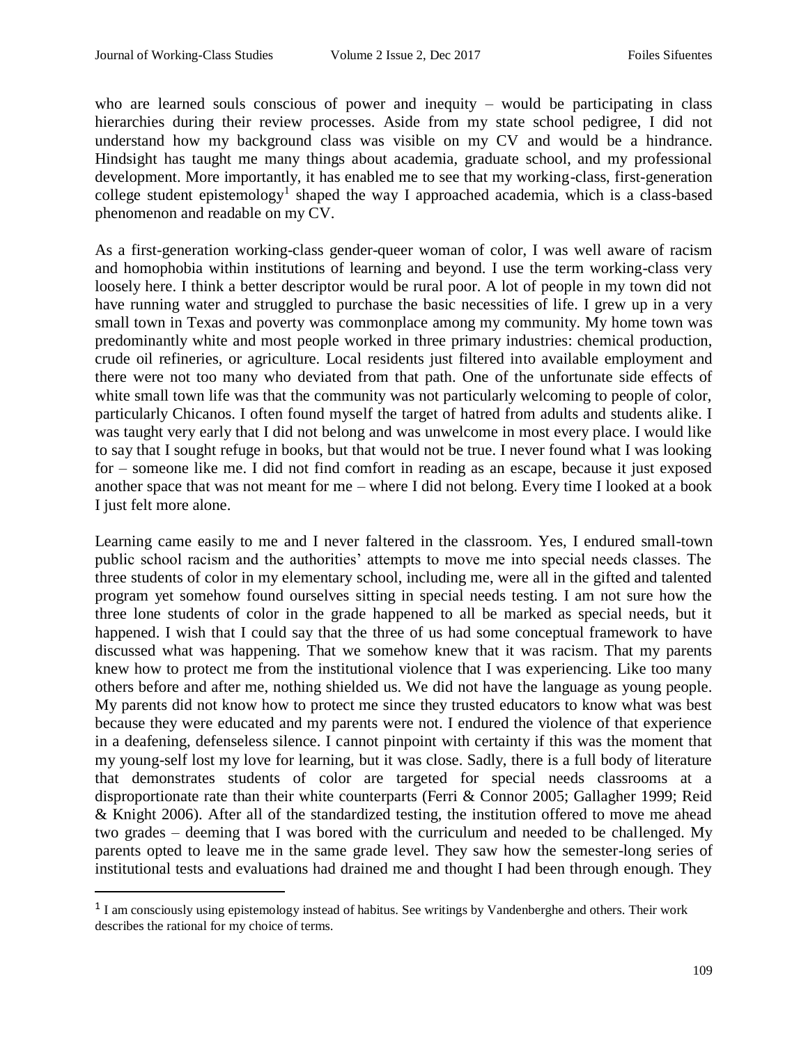who are learned souls conscious of power and inequity – would be participating in class hierarchies during their review processes. Aside from my state school pedigree, I did not understand how my background class was visible on my CV and would be a hindrance. Hindsight has taught me many things about academia, graduate school, and my professional development. More importantly, it has enabled me to see that my working-class, first-generation college student epistemology[1] shaped the way I approached academia, which is a class-based phenomenon and readable on my CV.

As a first-generation working-class gender-queer woman of color, I was well aware of racism and homophobia within institutions of learning and beyond. I use the term working-class very loosely here. I think a better descriptor would be rural poor. A lot of people in my town did not have running water and struggled to purchase the basic necessities of life. I grew up in a very small town in Texas and poverty was commonplace among my community. My home town was predominantly white and most people worked in three primary industries: chemical production, crude oil refineries, or agriculture. Local residents just filtered into available employment and there were not too many who deviated from that path. One of the unfortunate side effects of white small town life was that the community was not particularly welcoming to people of color, particularly Chicanos. I often found myself the target of hatred from adults and students alike. I was taught very early that I did not belong and was unwelcome in most every place. I would like to say that I sought refuge in books, but that would not be true. I never found what I was looking for – someone like me. I did not find comfort in reading as an escape, because it just exposed another space that was not meant for me – where I did not belong. Every time I looked at a book I just felt more alone.

Learning came easily to me and I never faltered in the classroom. Yes, I endured small-town public school racism and the authorities' attempts to move me into special needs classes. The three students of color in my elementary school, including me, were all in the gifted and talented program yet somehow found ourselves sitting in special needs testing. I am not sure how the three lone students of color in the grade happened to all be marked as special needs, but it happened. I wish that I could say that the three of us had some conceptual framework to have discussed what was happening. That we somehow knew that it was racism. That my parents knew how to protect me from the institutional violence that I was experiencing. Like too many others before and after me, nothing shielded us. We did not have the language as young people. My parents did not know how to protect me since they trusted educators to know what was best because they were educated and my parents were not. I endured the violence of that experience in a deafening, defenseless silence. I cannot pinpoint with certainty if this was the moment that my young-self lost my love for learning, but it was close. Sadly, there is a full body of literature that demonstrates students of color are targeted for special needs classrooms at a disproportionate rate than their white counterparts (Ferri & Connor 2005; Gallagher 1999; Reid & Knight 2006). After all of the standardized testing, the institution offered to move me ahead two grades – deeming that I was bored with the curriculum and needed to be challenged. My parents opted to leave me in the same grade level. They saw how the semester-long series of institutional tests and evaluations had drained me and thought I had been through enough. They

---

[1] I am consciously using epistemology instead of habitus. See writings by Vandenberghe and others. Their work describes the rational for my choice of terms.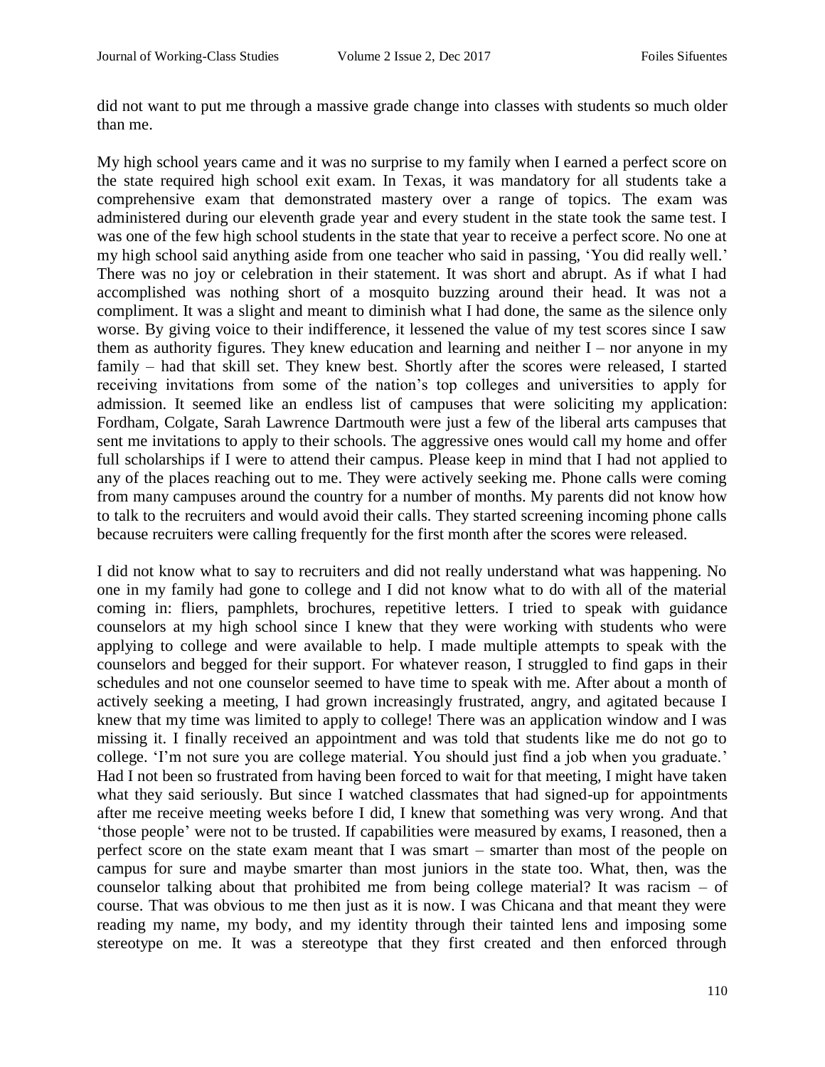did not want to put me through a massive grade change into classes with students so much older than me.

My high school years came and it was no surprise to my family when I earned a perfect score on the state required high school exit exam. In Texas, it was mandatory for all students take a comprehensive exam that demonstrated mastery over a range of topics. The exam was administered during our eleventh grade year and every student in the state took the same test. I was one of the few high school students in the state that year to receive a perfect score. No one at my high school said anything aside from one teacher who said in passing, 'You did really well.' There was no joy or celebration in their statement. It was short and abrupt. As if what I had accomplished was nothing short of a mosquito buzzing around their head. It was not a compliment. It was a slight and meant to diminish what I had done, the same as the silence only worse. By giving voice to their indifference, it lessened the value of my test scores since I saw them as authority figures. They knew education and learning and neither I – nor anyone in my family – had that skill set. They knew best. Shortly after the scores were released, I started receiving invitations from some of the nation's top colleges and universities to apply for admission. It seemed like an endless list of campuses that were soliciting my application: Fordham, Colgate, Sarah Lawrence Dartmouth were just a few of the liberal arts campuses that sent me invitations to apply to their schools. The aggressive ones would call my home and offer full scholarships if I were to attend their campus. Please keep in mind that I had not applied to any of the places reaching out to me. They were actively seeking me. Phone calls were coming from many campuses around the country for a number of months. My parents did not know how to talk to the recruiters and would avoid their calls. They started screening incoming phone calls because recruiters were calling frequently for the first month after the scores were released.

I did not know what to say to recruiters and did not really understand what was happening. No one in my family had gone to college and I did not know what to do with all of the material coming in: fliers, pamphlets, brochures, repetitive letters. I tried to speak with guidance counselors at my high school since I knew that they were working with students who were applying to college and were available to help. I made multiple attempts to speak with the counselors and begged for their support. For whatever reason, I struggled to find gaps in their schedules and not one counselor seemed to have time to speak with me. After about a month of actively seeking a meeting, I had grown increasingly frustrated, angry, and agitated because I knew that my time was limited to apply to college! There was an application window and I was missing it. I finally received an appointment and was told that students like me do not go to college. 'I'm not sure you are college material. You should just find a job when you graduate.' Had I not been so frustrated from having been forced to wait for that meeting, I might have taken what they said seriously. But since I watched classmates that had signed-up for appointments after me receive meeting weeks before I did, I knew that something was very wrong. And that 'those people' were not to be trusted. If capabilities were measured by exams, I reasoned, then a perfect score on the state exam meant that I was smart – smarter than most of the people on campus for sure and maybe smarter than most juniors in the state too. What, then, was the counselor talking about that prohibited me from being college material? It was racism – of course. That was obvious to me then just as it is now. I was Chicana and that meant they were reading my name, my body, and my identity through their tainted lens and imposing some stereotype on me. It was a stereotype that they first created and then enforced through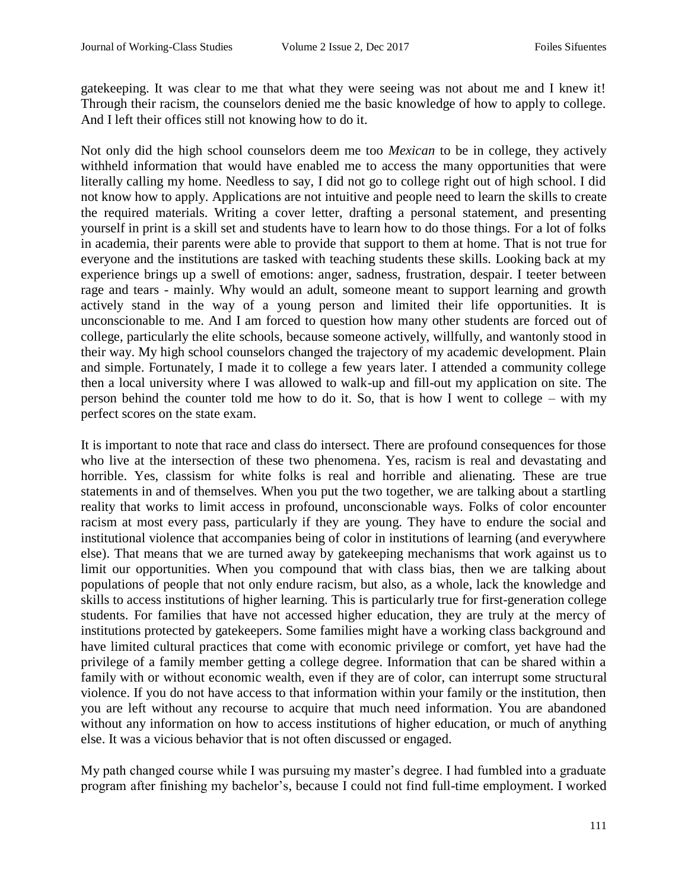gatekeeping. It was clear to me that what they were seeing was not about me and I knew it! Through their racism, the counselors denied me the basic knowledge of how to apply to college. And I left their offices still not knowing how to do it.

Not only did the high school counselors deem me too *Mexican* to be in college, they actively withheld information that would have enabled me to access the many opportunities that were literally calling my home. Needless to say, I did not go to college right out of high school. I did not know how to apply. Applications are not intuitive and people need to learn the skills to create the required materials. Writing a cover letter, drafting a personal statement, and presenting yourself in print is a skill set and students have to learn how to do those things. For a lot of folks in academia, their parents were able to provide that support to them at home. That is not true for everyone and the institutions are tasked with teaching students these skills. Looking back at my experience brings up a swell of emotions: anger, sadness, frustration, despair. I teeter between rage and tears - mainly. Why would an adult, someone meant to support learning and growth actively stand in the way of a young person and limited their life opportunities. It is unconscionable to me. And I am forced to question how many other students are forced out of college, particularly the elite schools, because someone actively, willfully, and wantonly stood in their way. My high school counselors changed the trajectory of my academic development. Plain and simple. Fortunately, I made it to college a few years later. I attended a community college then a local university where I was allowed to walk-up and fill-out my application on site. The person behind the counter told me how to do it. So, that is how I went to college – with my perfect scores on the state exam.

It is important to note that race and class do intersect. There are profound consequences for those who live at the intersection of these two phenomena. Yes, racism is real and devastating and horrible. Yes, classism for white folks is real and horrible and alienating. These are true statements in and of themselves. When you put the two together, we are talking about a startling reality that works to limit access in profound, unconscionable ways. Folks of color encounter racism at most every pass, particularly if they are young. They have to endure the social and institutional violence that accompanies being of color in institutions of learning (and everywhere else). That means that we are turned away by gatekeeping mechanisms that work against us to limit our opportunities. When you compound that with class bias, then we are talking about populations of people that not only endure racism, but also, as a whole, lack the knowledge and skills to access institutions of higher learning. This is particularly true for first-generation college students. For families that have not accessed higher education, they are truly at the mercy of institutions protected by gatekeepers. Some families might have a working class background and have limited cultural practices that come with economic privilege or comfort, yet have had the privilege of a family member getting a college degree. Information that can be shared within a family with or without economic wealth, even if they are of color, can interrupt some structural violence. If you do not have access to that information within your family or the institution, then you are left without any recourse to acquire that much need information. You are abandoned without any information on how to access institutions of higher education, or much of anything else. It was a vicious behavior that is not often discussed or engaged.

My path changed course while I was pursuing my master's degree. I had fumbled into a graduate program after finishing my bachelor's, because I could not find full-time employment. I worked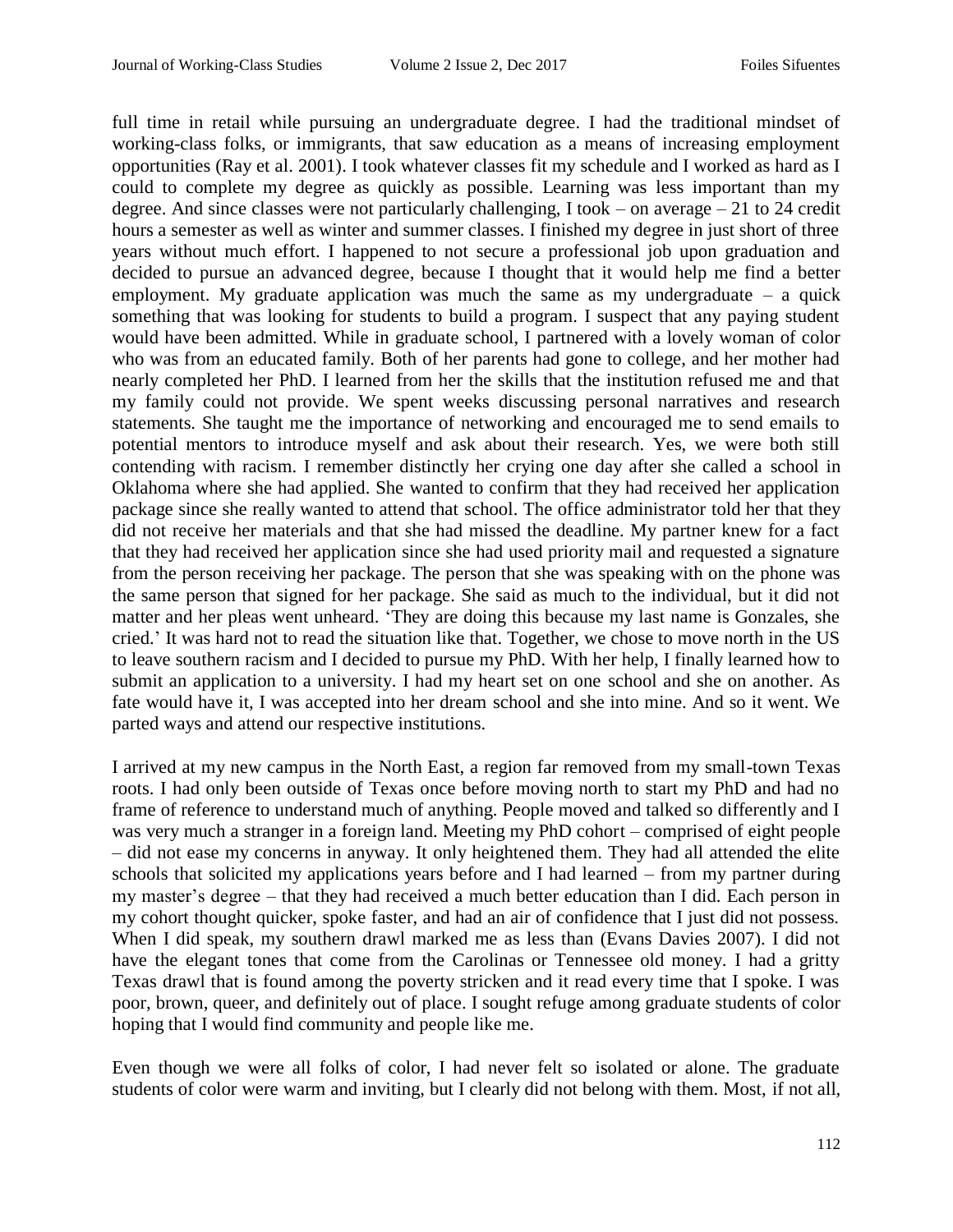full time in retail while pursuing an undergraduate degree. I had the traditional mindset of working-class folks, or immigrants, that saw education as a means of increasing employment opportunities (Ray et al. 2001). I took whatever classes fit my schedule and I worked as hard as I could to complete my degree as quickly as possible. Learning was less important than my degree. And since classes were not particularly challenging, I took – on average – 21 to 24 credit hours a semester as well as winter and summer classes. I finished my degree in just short of three years without much effort. I happened to not secure a professional job upon graduation and decided to pursue an advanced degree, because I thought that it would help me find a better employment. My graduate application was much the same as my undergraduate – a quick something that was looking for students to build a program. I suspect that any paying student would have been admitted. While in graduate school, I partnered with a lovely woman of color who was from an educated family. Both of her parents had gone to college, and her mother had nearly completed her PhD. I learned from her the skills that the institution refused me and that my family could not provide. We spent weeks discussing personal narratives and research statements. She taught me the importance of networking and encouraged me to send emails to potential mentors to introduce myself and ask about their research. Yes, we were both still contending with racism. I remember distinctly her crying one day after she called a school in Oklahoma where she had applied. She wanted to confirm that they had received her application package since she really wanted to attend that school. The office administrator told her that they did not receive her materials and that she had missed the deadline. My partner knew for a fact that they had received her application since she had used priority mail and requested a signature from the person receiving her package. The person that she was speaking with on the phone was the same person that signed for her package. She said as much to the individual, but it did not matter and her pleas went unheard. 'They are doing this because my last name is Gonzales, she cried.' It was hard not to read the situation like that. Together, we chose to move north in the US to leave southern racism and I decided to pursue my PhD. With her help, I finally learned how to submit an application to a university. I had my heart set on one school and she on another. As fate would have it, I was accepted into her dream school and she into mine. And so it went. We parted ways and attend our respective institutions.

I arrived at my new campus in the North East, a region far removed from my small-town Texas roots. I had only been outside of Texas once before moving north to start my PhD and had no frame of reference to understand much of anything. People moved and talked so differently and I was very much a stranger in a foreign land. Meeting my PhD cohort – comprised of eight people – did not ease my concerns in anyway. It only heightened them. They had all attended the elite schools that solicited my applications years before and I had learned – from my partner during my master's degree – that they had received a much better education than I did. Each person in my cohort thought quicker, spoke faster, and had an air of confidence that I just did not possess. When I did speak, my southern drawl marked me as less than (Evans Davies 2007). I did not have the elegant tones that come from the Carolinas or Tennessee old money. I had a gritty Texas drawl that is found among the poverty stricken and it read every time that I spoke. I was poor, brown, queer, and definitely out of place. I sought refuge among graduate students of color hoping that I would find community and people like me.

Even though we were all folks of color, I had never felt so isolated or alone. The graduate students of color were warm and inviting, but I clearly did not belong with them. Most, if not all,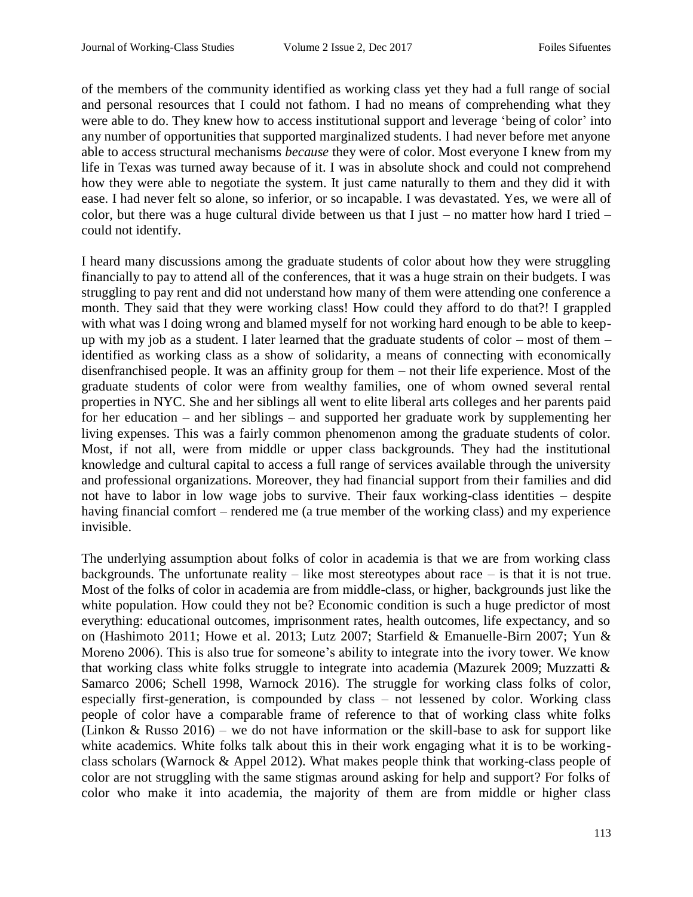of the members of the community identified as working class yet they had a full range of social and personal resources that I could not fathom. I had no means of comprehending what they were able to do. They knew how to access institutional support and leverage 'being of color' into any number of opportunities that supported marginalized students. I had never before met anyone able to access structural mechanisms *because* they were of color. Most everyone I knew from my life in Texas was turned away because of it. I was in absolute shock and could not comprehend how they were able to negotiate the system. It just came naturally to them and they did it with ease. I had never felt so alone, so inferior, or so incapable. I was devastated. Yes, we were all of color, but there was a huge cultural divide between us that I just – no matter how hard I tried – could not identify.

I heard many discussions among the graduate students of color about how they were struggling financially to pay to attend all of the conferences, that it was a huge strain on their budgets. I was struggling to pay rent and did not understand how many of them were attending one conference a month. They said that they were working class! How could they afford to do that?! I grappled with what was I doing wrong and blamed myself for not working hard enough to be able to keep-up with my job as a student. I later learned that the graduate students of color – most of them – identified as working class as a show of solidarity, a means of connecting with economically disenfranchised people. It was an affinity group for them – not their life experience. Most of the graduate students of color were from wealthy families, one of whom owned several rental properties in NYC. She and her siblings all went to elite liberal arts colleges and her parents paid for her education – and her siblings – and supported her graduate work by supplementing her living expenses. This was a fairly common phenomenon among the graduate students of color. Most, if not all, were from middle or upper class backgrounds. They had the institutional knowledge and cultural capital to access a full range of services available through the university and professional organizations. Moreover, they had financial support from their families and did not have to labor in low wage jobs to survive. Their faux working-class identities – despite having financial comfort – rendered me (a true member of the working class) and my experience invisible.

The underlying assumption about folks of color in academia is that we are from working class backgrounds. The unfortunate reality – like most stereotypes about race – is that it is not true. Most of the folks of color in academia are from middle-class, or higher, backgrounds just like the white population. How could they not be? Economic condition is such a huge predictor of most everything: educational outcomes, imprisonment rates, health outcomes, life expectancy, and so on (Hashimoto 2011; Howe et al. 2013; Lutz 2007; Starfield & Emanuelle-Birn 2007; Yun & Moreno 2006). This is also true for someone's ability to integrate into the ivory tower. We know that working class white folks struggle to integrate into academia (Mazurek 2009; Muzzatti & Samarco 2006; Schell 1998, Warnock 2016). The struggle for working class folks of color, especially first-generation, is compounded by class – not lessened by color. Working class people of color have a comparable frame of reference to that of working class white folks (Linkon & Russo 2016) – we do not have information or the skill-base to ask for support like white academics. White folks talk about this in their work engaging what it is to be working-class scholars (Warnock & Appel 2012). What makes people think that working-class people of color are not struggling with the same stigmas around asking for help and support? For folks of color who make it into academia, the majority of them are from middle or higher class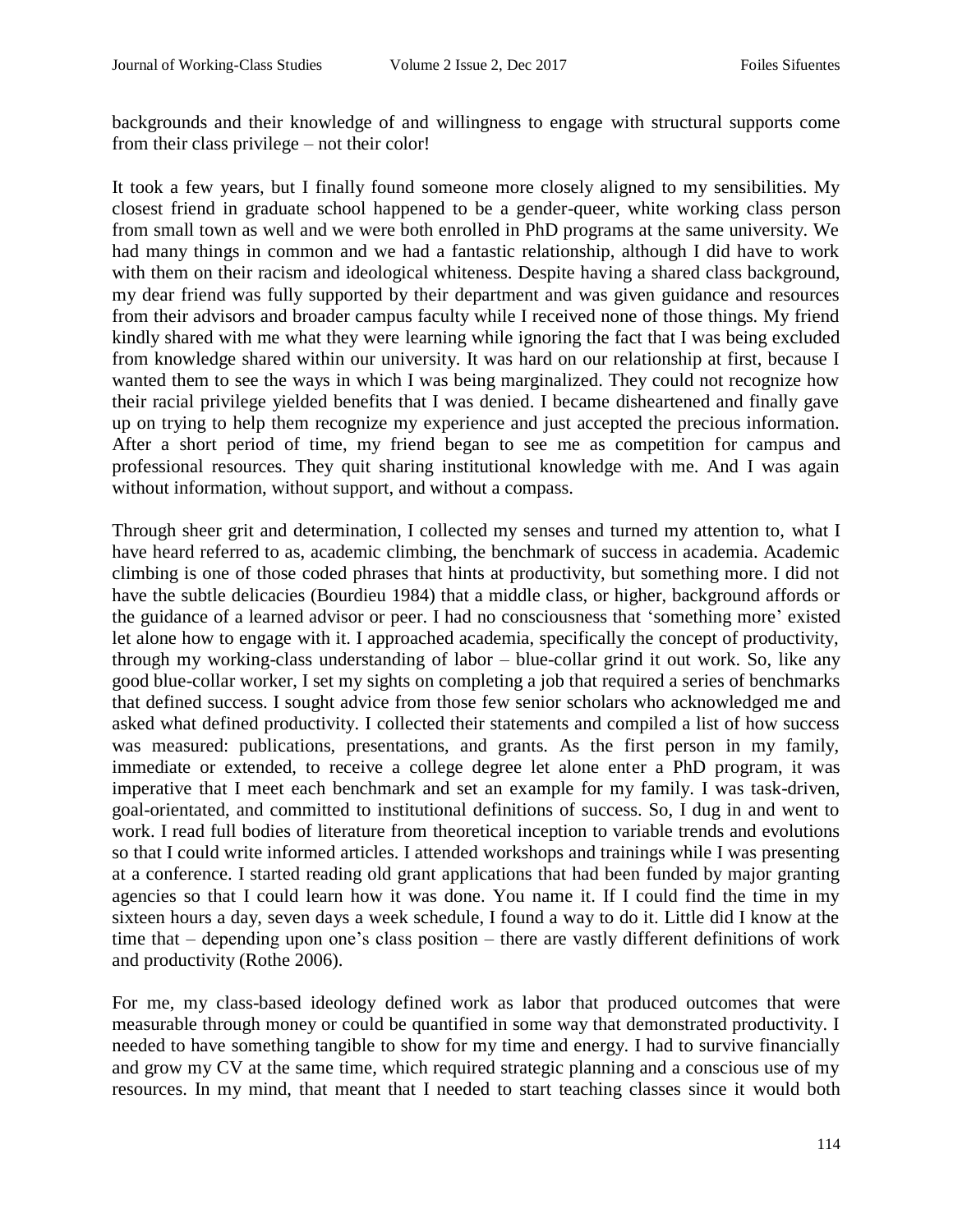backgrounds and their knowledge of and willingness to engage with structural supports come from their class privilege – not their color!

It took a few years, but I finally found someone more closely aligned to my sensibilities. My closest friend in graduate school happened to be a gender-queer, white working class person from small town as well and we were both enrolled in PhD programs at the same university. We had many things in common and we had a fantastic relationship, although I did have to work with them on their racism and ideological whiteness. Despite having a shared class background, my dear friend was fully supported by their department and was given guidance and resources from their advisors and broader campus faculty while I received none of those things. My friend kindly shared with me what they were learning while ignoring the fact that I was being excluded from knowledge shared within our university. It was hard on our relationship at first, because I wanted them to see the ways in which I was being marginalized. They could not recognize how their racial privilege yielded benefits that I was denied. I became disheartened and finally gave up on trying to help them recognize my experience and just accepted the precious information. After a short period of time, my friend began to see me as competition for campus and professional resources. They quit sharing institutional knowledge with me. And I was again without information, without support, and without a compass.

Through sheer grit and determination, I collected my senses and turned my attention to, what I have heard referred to as, academic climbing, the benchmark of success in academia. Academic climbing is one of those coded phrases that hints at productivity, but something more. I did not have the subtle delicacies (Bourdieu 1984) that a middle class, or higher, background affords or the guidance of a learned advisor or peer. I had no consciousness that 'something more' existed let alone how to engage with it. I approached academia, specifically the concept of productivity, through my working-class understanding of labor – blue-collar grind it out work. So, like any good blue-collar worker, I set my sights on completing a job that required a series of benchmarks that defined success. I sought advice from those few senior scholars who acknowledged me and asked what defined productivity. I collected their statements and compiled a list of how success was measured: publications, presentations, and grants. As the first person in my family, immediate or extended, to receive a college degree let alone enter a PhD program, it was imperative that I meet each benchmark and set an example for my family. I was task-driven, goal-orientated, and committed to institutional definitions of success. So, I dug in and went to work. I read full bodies of literature from theoretical inception to variable trends and evolutions so that I could write informed articles. I attended workshops and trainings while I was presenting at a conference. I started reading old grant applications that had been funded by major granting agencies so that I could learn how it was done. You name it. If I could find the time in my sixteen hours a day, seven days a week schedule, I found a way to do it. Little did I know at the time that – depending upon one's class position – there are vastly different definitions of work and productivity (Rothe 2006).

For me, my class-based ideology defined work as labor that produced outcomes that were measurable through money or could be quantified in some way that demonstrated productivity. I needed to have something tangible to show for my time and energy. I had to survive financially and grow my CV at the same time, which required strategic planning and a conscious use of my resources. In my mind, that meant that I needed to start teaching classes since it would both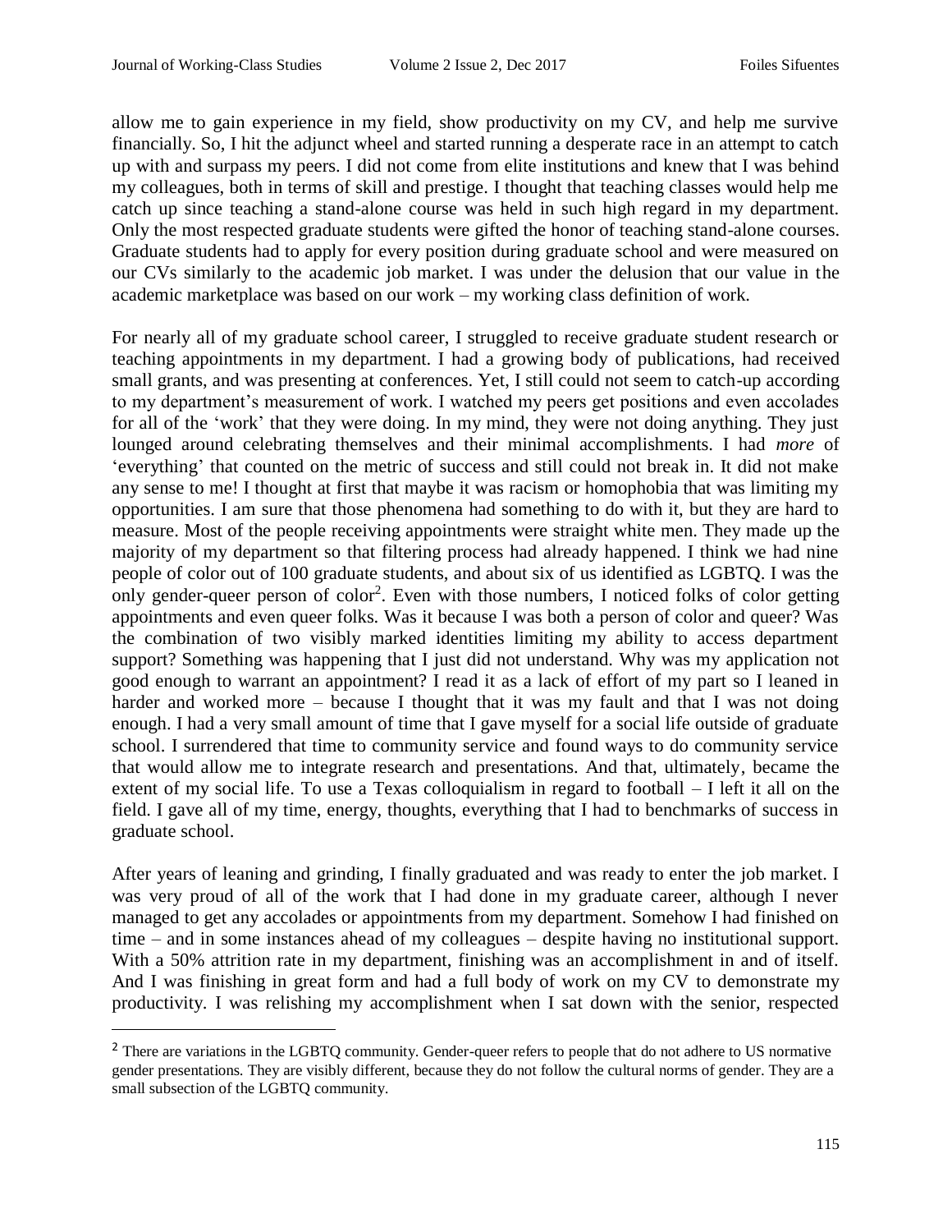allow me to gain experience in my field, show productivity on my CV, and help me survive financially. So, I hit the adjunct wheel and started running a desperate race in an attempt to catch up with and surpass my peers. I did not come from elite institutions and knew that I was behind my colleagues, both in terms of skill and prestige. I thought that teaching classes would help me catch up since teaching a stand-alone course was held in such high regard in my department. Only the most respected graduate students were gifted the honor of teaching stand-alone courses. Graduate students had to apply for every position during graduate school and were measured on our CVs similarly to the academic job market. I was under the delusion that our value in the academic marketplace was based on our work – my working class definition of work.

For nearly all of my graduate school career, I struggled to receive graduate student research or teaching appointments in my department. I had a growing body of publications, had received small grants, and was presenting at conferences. Yet, I still could not seem to catch-up according to my department's measurement of work. I watched my peers get positions and even accolades for all of the 'work' that they were doing. In my mind, they were not doing anything. They just lounged around celebrating themselves and their minimal accomplishments. I had *more* of 'everything' that counted on the metric of success and still could not break in. It did not make any sense to me! I thought at first that maybe it was racism or homophobia that was limiting my opportunities. I am sure that those phenomena had something to do with it, but they are hard to measure. Most of the people receiving appointments were straight white men. They made up the majority of my department so that filtering process had already happened. I think we had nine people of color out of 100 graduate students, and about six of us identified as LGBTQ. I was the only gender-queer person of color[2]. Even with those numbers, I noticed folks of color getting appointments and even queer folks. Was it because I was both a person of color and queer? Was the combination of two visibly marked identities limiting my ability to access department support? Something was happening that I just did not understand. Why was my application not good enough to warrant an appointment? I read it as a lack of effort of my part so I leaned in harder and worked more – because I thought that it was my fault and that I was not doing enough. I had a very small amount of time that I gave myself for a social life outside of graduate school. I surrendered that time to community service and found ways to do community service that would allow me to integrate research and presentations. And that, ultimately, became the extent of my social life. To use a Texas colloquialism in regard to football – I left it all on the field. I gave all of my time, energy, thoughts, everything that I had to benchmarks of success in graduate school.

After years of leaning and grinding, I finally graduated and was ready to enter the job market. I was very proud of all of the work that I had done in my graduate career, although I never managed to get any accolades or appointments from my department. Somehow I had finished on time – and in some instances ahead of my colleagues – despite having no institutional support. With a 50% attrition rate in my department, finishing was an accomplishment in and of itself. And I was finishing in great form and had a full body of work on my CV to demonstrate my productivity. I was relishing my accomplishment when I sat down with the senior, respected

[2] There are variations in the LGBTQ community. Gender-queer refers to people that do not adhere to US normative gender presentations. They are visibly different, because they do not follow the cultural norms of gender. They are a small subsection of the LGBTQ community.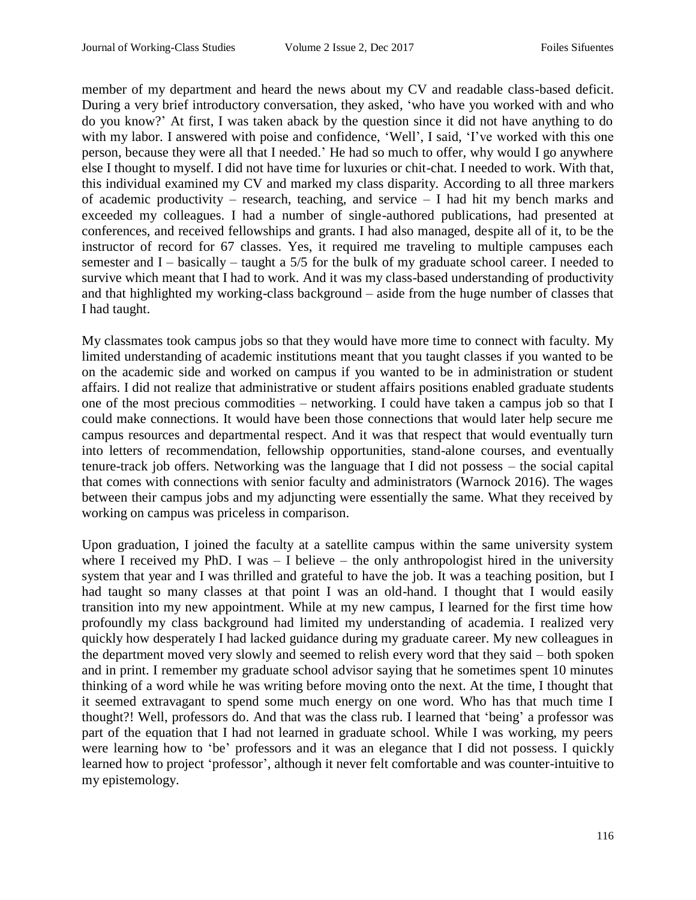member of my department and heard the news about my CV and readable class-based deficit. During a very brief introductory conversation, they asked, 'who have you worked with and who do you know?' At first, I was taken aback by the question since it did not have anything to do with my labor. I answered with poise and confidence, 'Well', I said, 'I've worked with this one person, because they were all that I needed.' He had so much to offer, why would I go anywhere else I thought to myself. I did not have time for luxuries or chit-chat. I needed to work. With that, this individual examined my CV and marked my class disparity. According to all three markers of academic productivity – research, teaching, and service – I had hit my bench marks and exceeded my colleagues. I had a number of single-authored publications, had presented at conferences, and received fellowships and grants. I had also managed, despite all of it, to be the instructor of record for 67 classes. Yes, it required me traveling to multiple campuses each semester and I – basically – taught a 5/5 for the bulk of my graduate school career. I needed to survive which meant that I had to work. And it was my class-based understanding of productivity and that highlighted my working-class background – aside from the huge number of classes that I had taught.

My classmates took campus jobs so that they would have more time to connect with faculty. My limited understanding of academic institutions meant that you taught classes if you wanted to be on the academic side and worked on campus if you wanted to be in administration or student affairs. I did not realize that administrative or student affairs positions enabled graduate students one of the most precious commodities – networking. I could have taken a campus job so that I could make connections. It would have been those connections that would later help secure me campus resources and departmental respect. And it was that respect that would eventually turn into letters of recommendation, fellowship opportunities, stand-alone courses, and eventually tenure-track job offers. Networking was the language that I did not possess – the social capital that comes with connections with senior faculty and administrators (Warnock 2016). The wages between their campus jobs and my adjuncting were essentially the same. What they received by working on campus was priceless in comparison.

Upon graduation, I joined the faculty at a satellite campus within the same university system where I received my PhD. I was – I believe – the only anthropologist hired in the university system that year and I was thrilled and grateful to have the job. It was a teaching position, but I had taught so many classes at that point I was an old-hand. I thought that I would easily transition into my new appointment. While at my new campus, I learned for the first time how profoundly my class background had limited my understanding of academia. I realized very quickly how desperately I had lacked guidance during my graduate career. My new colleagues in the department moved very slowly and seemed to relish every word that they said – both spoken and in print. I remember my graduate school advisor saying that he sometimes spent 10 minutes thinking of a word while he was writing before moving onto the next. At the time, I thought that it seemed extravagant to spend some much energy on one word. Who has that much time I thought?! Well, professors do. And that was the class rub. I learned that 'being' a professor was part of the equation that I had not learned in graduate school. While I was working, my peers were learning how to 'be' professors and it was an elegance that I did not possess. I quickly learned how to project 'professor', although it never felt comfortable and was counter-intuitive to my epistemology.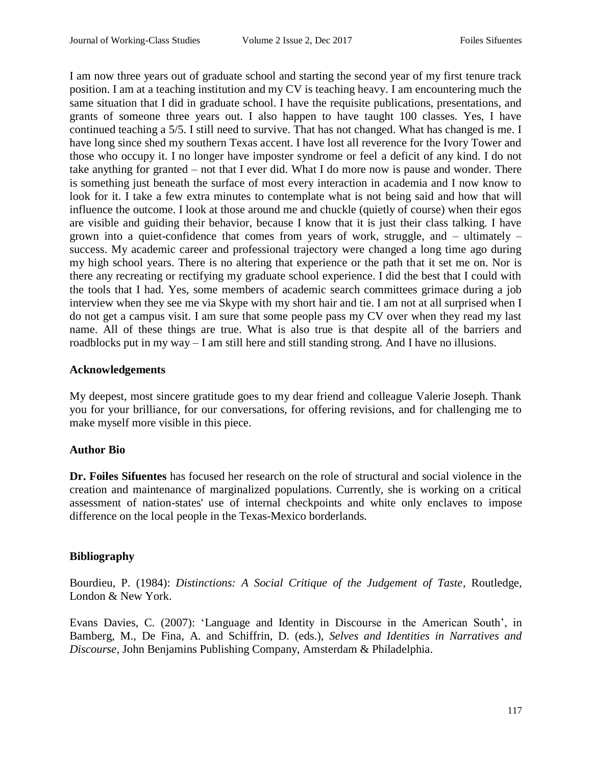I am now three years out of graduate school and starting the second year of my first tenure track position. I am at a teaching institution and my CV is teaching heavy. I am encountering much the same situation that I did in graduate school. I have the requisite publications, presentations, and grants of someone three years out. I also happen to have taught 100 classes. Yes, I have continued teaching a 5/5. I still need to survive. That has not changed. What has changed is me. I have long since shed my southern Texas accent. I have lost all reverence for the Ivory Tower and those who occupy it. I no longer have imposter syndrome or feel a deficit of any kind. I do not take anything for granted – not that I ever did. What I do more now is pause and wonder. There is something just beneath the surface of most every interaction in academia and I now know to look for it. I take a few extra minutes to contemplate what is not being said and how that will influence the outcome. I look at those around me and chuckle (quietly of course) when their egos are visible and guiding their behavior, because I know that it is just their class talking. I have grown into a quiet-confidence that comes from years of work, struggle, and – ultimately – success. My academic career and professional trajectory were changed a long time ago during my high school years. There is no altering that experience or the path that it set me on. Nor is there any recreating or rectifying my graduate school experience. I did the best that I could with the tools that I had. Yes, some members of academic search committees grimace during a job interview when they see me via Skype with my short hair and tie. I am not at all surprised when I do not get a campus visit. I am sure that some people pass my CV over when they read my last name. All of these things are true. What is also true is that despite all of the barriers and roadblocks put in my way – I am still here and still standing strong. And I have no illusions.

**Acknowledgements**

My deepest, most sincere gratitude goes to my dear friend and colleague Valerie Joseph. Thank you for your brilliance, for our conversations, for offering revisions, and for challenging me to make myself more visible in this piece.

**Author Bio**

**Dr. Foiles Sifuentes** has focused her research on the role of structural and social violence in the creation and maintenance of marginalized populations. Currently, she is working on a critical assessment of nation-states' use of internal checkpoints and white only enclaves to impose difference on the local people in the Texas-Mexico borderlands.

**Bibliography**

Bourdieu, P. (1984): *Distinctions: A Social Critique of the Judgement of Taste*, Routledge, London & New York.

Evans Davies, C. (2007): 'Language and Identity in Discourse in the American South', in Bamberg, M., De Fina, A. and Schiffrin, D. (eds.), *Selves and Identities in Narratives and Discourse*, John Benjamins Publishing Company, Amsterdam & Philadelphia.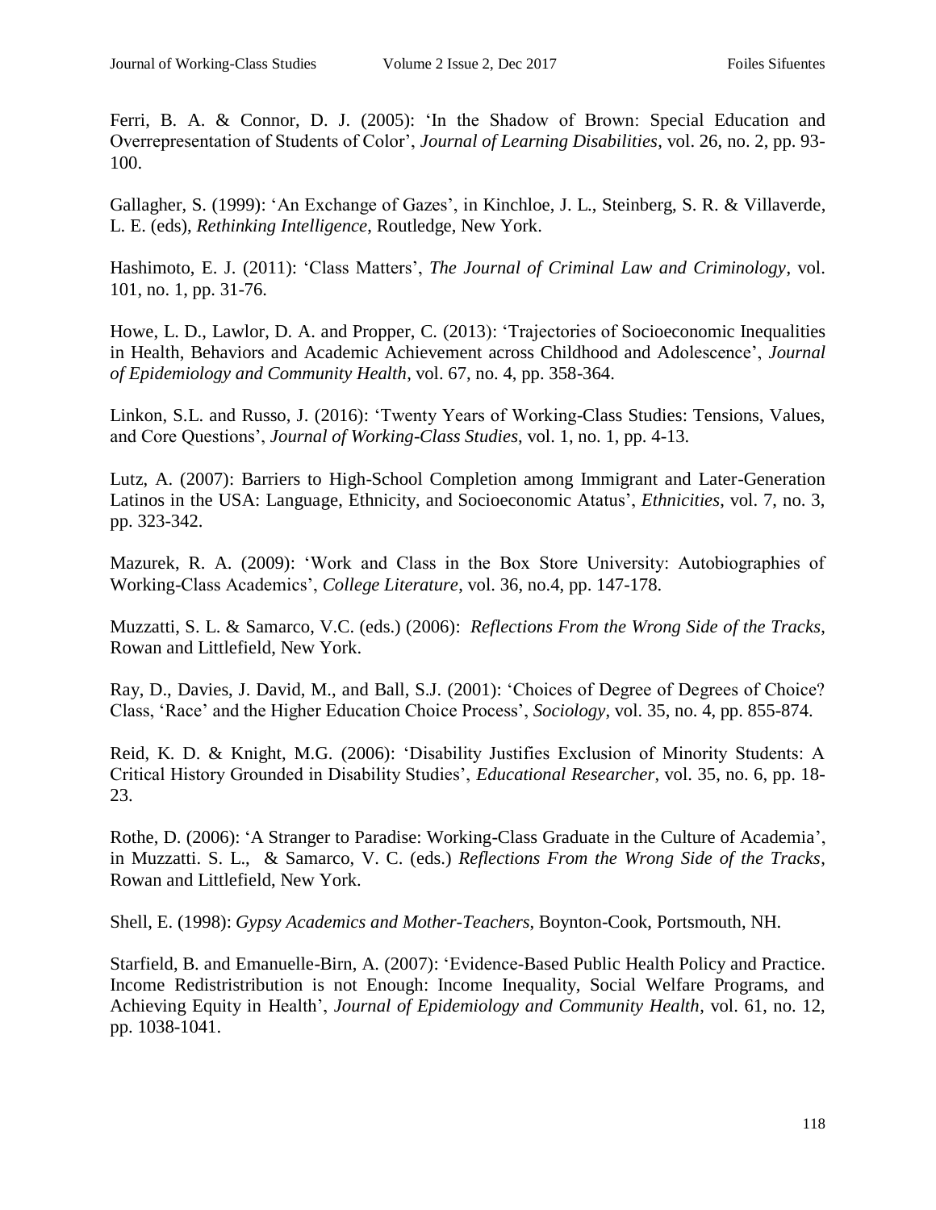Ferri, B. A. & Connor, D. J. (2005): 'In the Shadow of Brown: Special Education and Overrepresentation of Students of Color', *Journal of Learning Disabilities*, vol. 26, no. 2, pp. 93-100.

Gallagher, S. (1999): 'An Exchange of Gazes', in Kinchloe, J. L., Steinberg, S. R. & Villaverde, L. E. (eds), *Rethinking Intelligence*, Routledge, New York.

Hashimoto, E. J. (2011): 'Class Matters', *The Journal of Criminal Law and Criminology*, vol. 101, no. 1, pp. 31-76.

Howe, L. D., Lawlor, D. A. and Propper, C. (2013): 'Trajectories of Socioeconomic Inequalities in Health, Behaviors and Academic Achievement across Childhood and Adolescence', *Journal of Epidemiology and Community Health*, vol. 67, no. 4, pp. 358-364.

Linkon, S.L. and Russo, J. (2016): 'Twenty Years of Working-Class Studies: Tensions, Values, and Core Questions', *Journal of Working-Class Studies*, vol. 1, no. 1, pp. 4-13.

Lutz, A. (2007): Barriers to High-School Completion among Immigrant and Later-Generation Latinos in the USA: Language, Ethnicity, and Socioeconomic Atatus', *Ethnicities*, vol. 7, no. 3, pp. 323-342.

Mazurek, R. A. (2009): 'Work and Class in the Box Store University: Autobiographies of Working-Class Academics', *College Literature*, vol. 36, no.4, pp. 147-178.

Muzzatti, S. L. & Samarco, V.C. (eds.) (2006): *Reflections From the Wrong Side of the Tracks*, Rowan and Littlefield, New York.

Ray, D., Davies, J. David, M., and Ball, S.J. (2001): 'Choices of Degree of Degrees of Choice? Class, 'Race' and the Higher Education Choice Process', *Sociology*, vol. 35, no. 4, pp. 855-874.

Reid, K. D. & Knight, M.G. (2006): 'Disability Justifies Exclusion of Minority Students: A Critical History Grounded in Disability Studies', *Educational Researcher*, vol. 35, no. 6, pp. 18-23.

Rothe, D. (2006): 'A Stranger to Paradise: Working-Class Graduate in the Culture of Academia', in Muzzatti. S. L., & Samarco, V. C. (eds.) *Reflections From the Wrong Side of the Tracks*, Rowan and Littlefield, New York.

Shell, E. (1998): *Gypsy Academics and Mother-Teachers*, Boynton-Cook, Portsmouth, NH.

Starfield, B. and Emanuelle-Birn, A. (2007): 'Evidence-Based Public Health Policy and Practice. Income Redististribution is not Enough: Income Inequality, Social Welfare Programs, and Achieving Equity in Health', *Journal of Epidemiology and Community Health*, vol. 61, no. 12, pp. 1038-1041.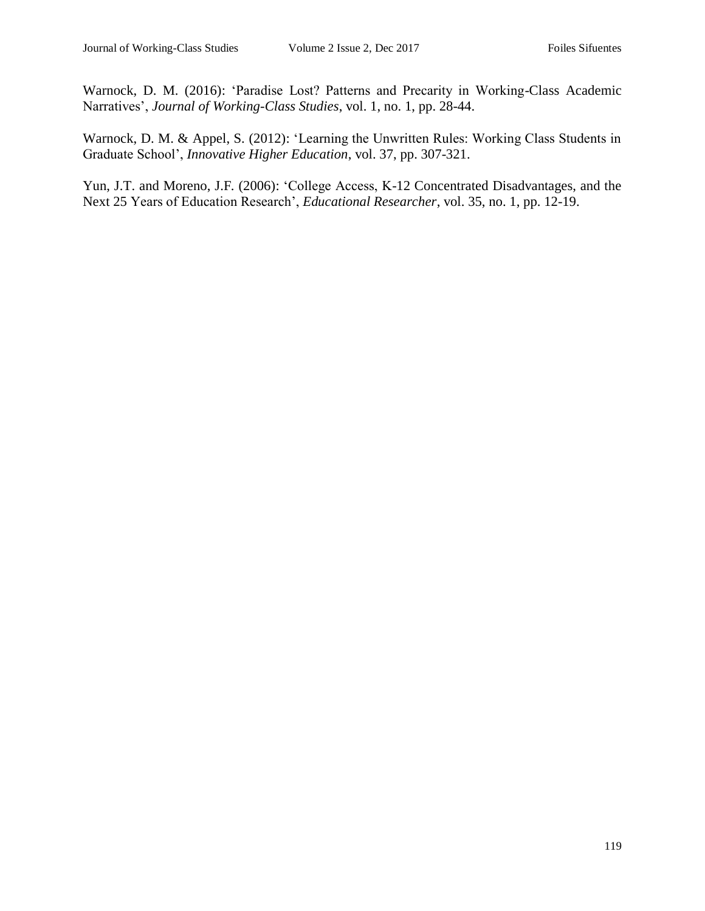Warnock, D. M. (2016): 'Paradise Lost? Patterns and Precarity in Working-Class Academic Narratives', *Journal of Working-Class Studies*, vol. 1, no. 1, pp. 28-44.

Warnock, D. M. & Appel, S. (2012): 'Learning the Unwritten Rules: Working Class Students in Graduate School', *Innovative Higher Education*, vol. 37, pp. 307-321.

Yun, J.T. and Moreno, J.F. (2006): 'College Access, K-12 Concentrated Disadvantages, and the Next 25 Years of Education Research', *Educational Researcher*, vol. 35, no. 1, pp. 12-19.